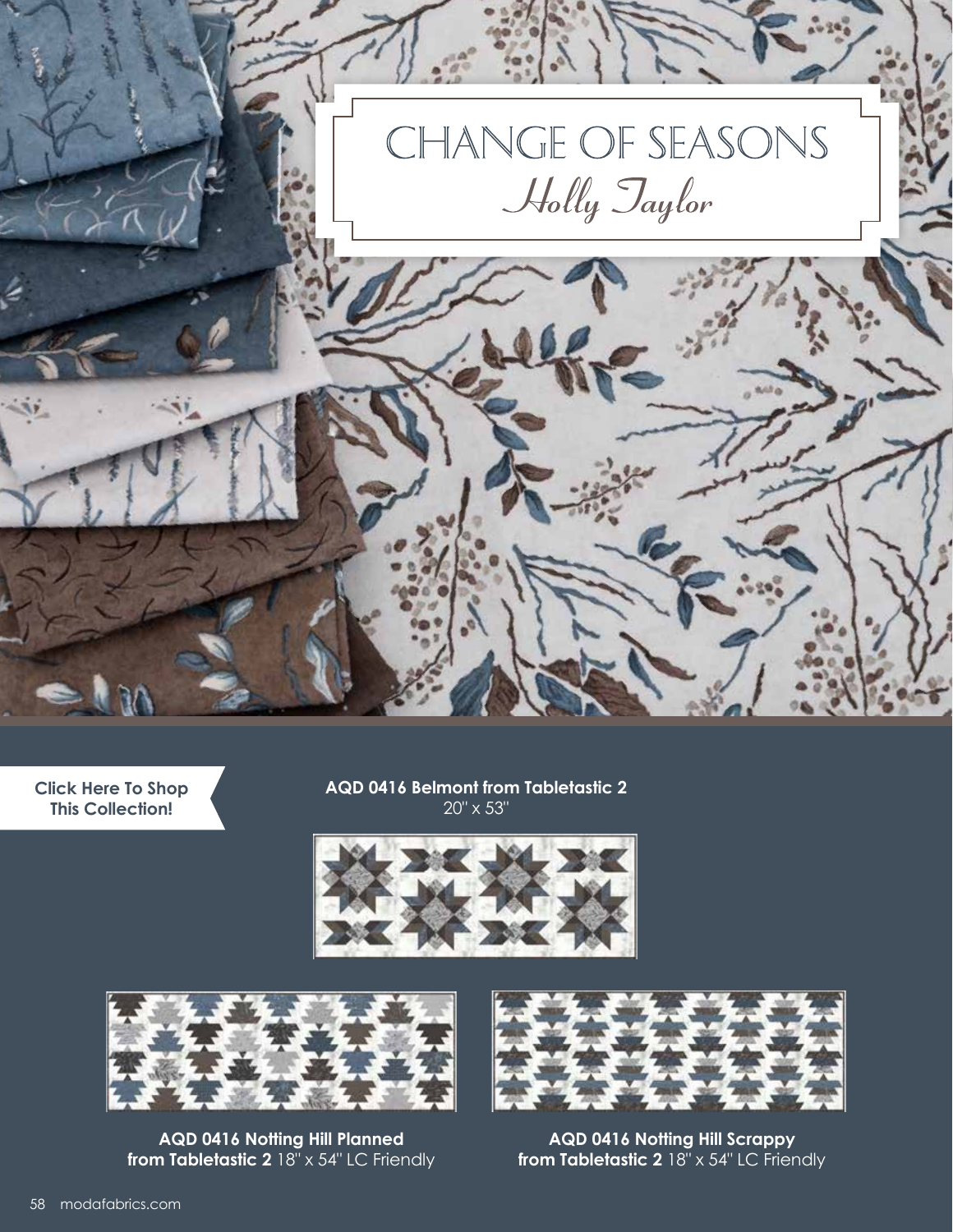# CHANGE OF SEASONS

*Holly Taylor*

Click Here To Shop This Collection!

**AQD 0416 Belmont from Tabletastic 2**
20" x 53"

**AQD 0416 Notting Hill Planned from Tabletastic 2** 18" x 54" LC Friendly

**AQD 0416 Notting Hill Scrappy from Tabletastic 2** 18" x 54" LC Friendly

modafabrics.com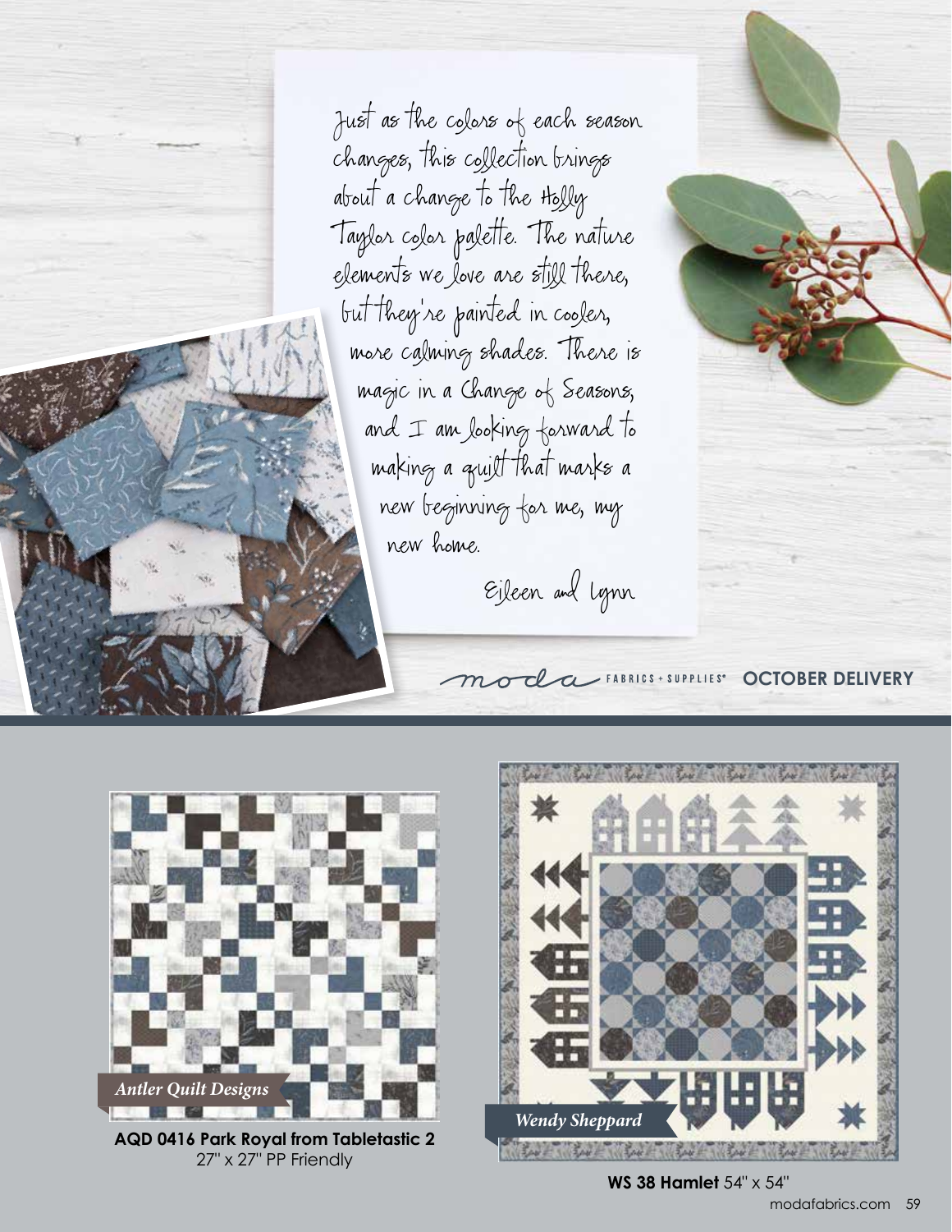Just as the colors of each season changes, this collection brings about a change to the Holly Taylor color palette. The nature elements we love are still there, but they're painted in cooler, more calming shades. There is magic in a Change of Seasons, and I am looking forward to making a quilt that marks a new beginning for me, my new home.

Eileen and Lynn

moda FABRICS + SUPPLIES® **OCTOBER DELIVERY**

*Antler Quilt Designs*

**AQD 0416 Park Royal from Tabletastic 2**
27" x 27" PP Friendly

*Wendy Sheppard*

**WS 38 Hamlet** 54" x 54"

modafabrics.com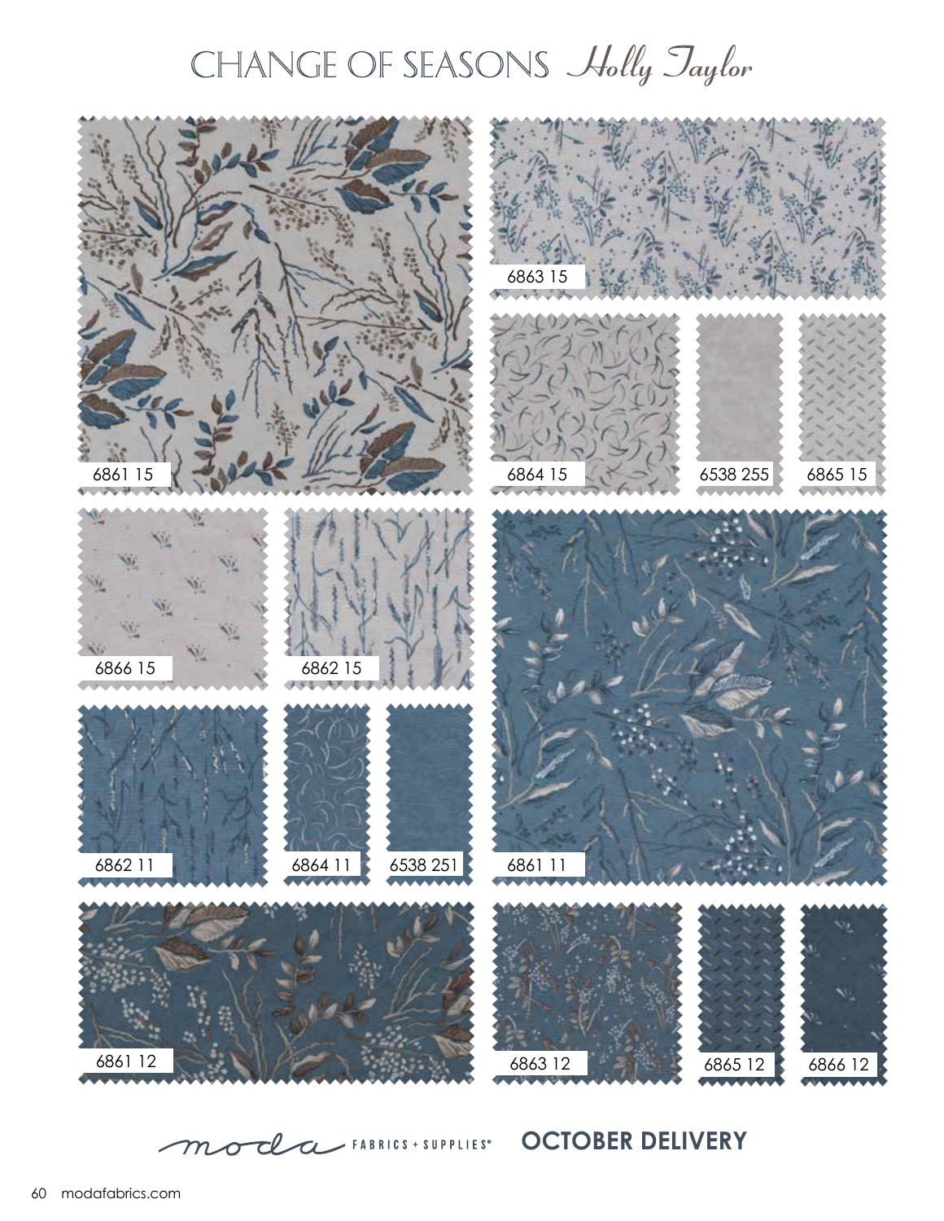# CHANGE OF SEASONS *Holly Taylor*

6861 15

6863 15

6864 15

6538 255

6865 15

6866 15

6862 15

6861 11

6862 11

6864 11

6538 251

6861 12

6863 12

6865 12

6866 12

moda FABRICS + SUPPLIES®

**OCTOBER DELIVERY**

modafabrics.com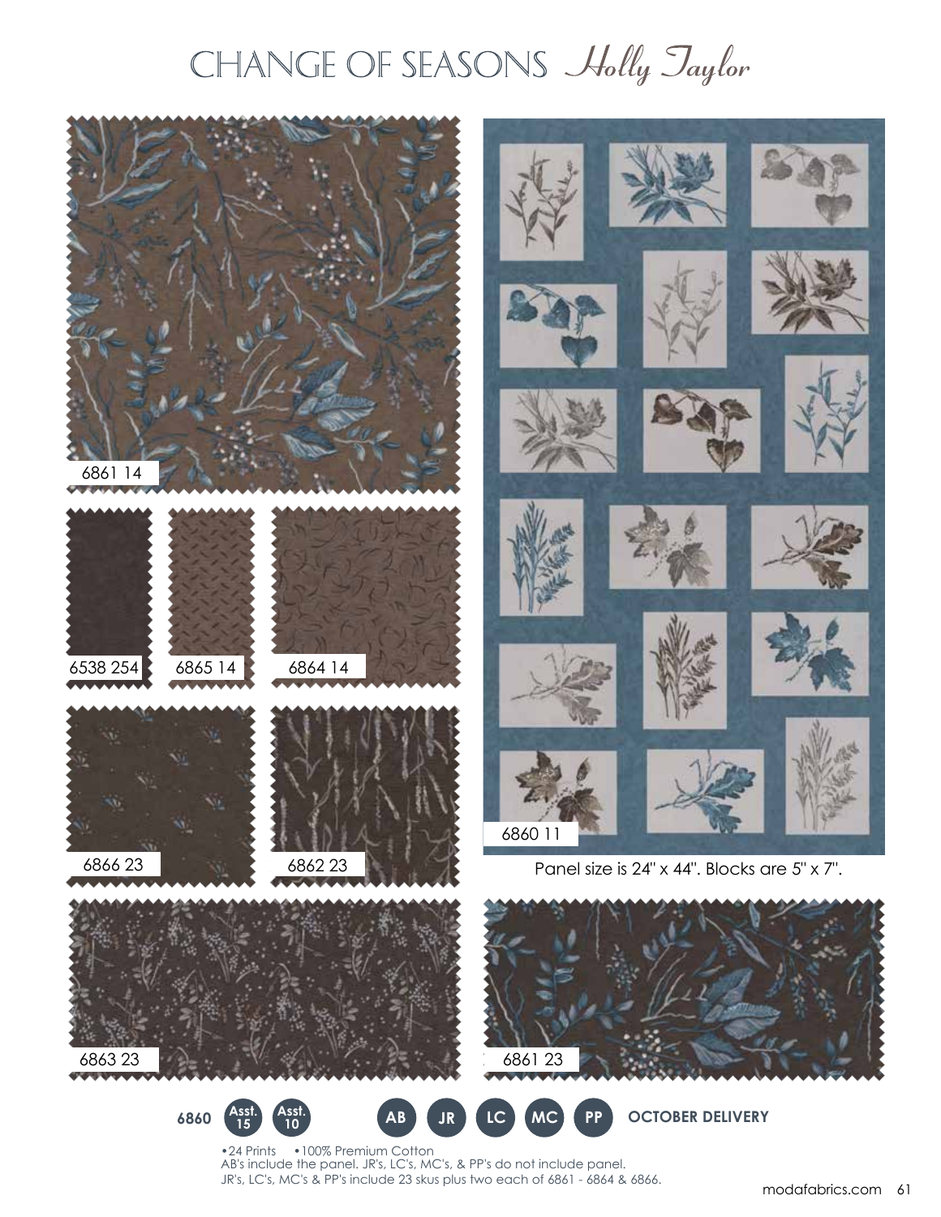# CHANGE OF SEASONS *Holly Taylor*

6861 14

6538 254

6865 14

6864 14

6866 23

6862 23

6860 11

Panel size is 24" x 44". Blocks are 5" x 7".

6863 23

6861 23

**6860** **Asst. 15** **Asst. 10** **AB** **JR** **LC** **MC** **PP** **OCTOBER DELIVERY**

•24 Prints •100% Premium Cotton
AB's include the panel. JR's, LC's, MC's, & PP's do not include panel.
JR's, LC's, MC's & PP's include 23 skus plus two each of 6861 - 6864 & 6866.

modafabrics.com